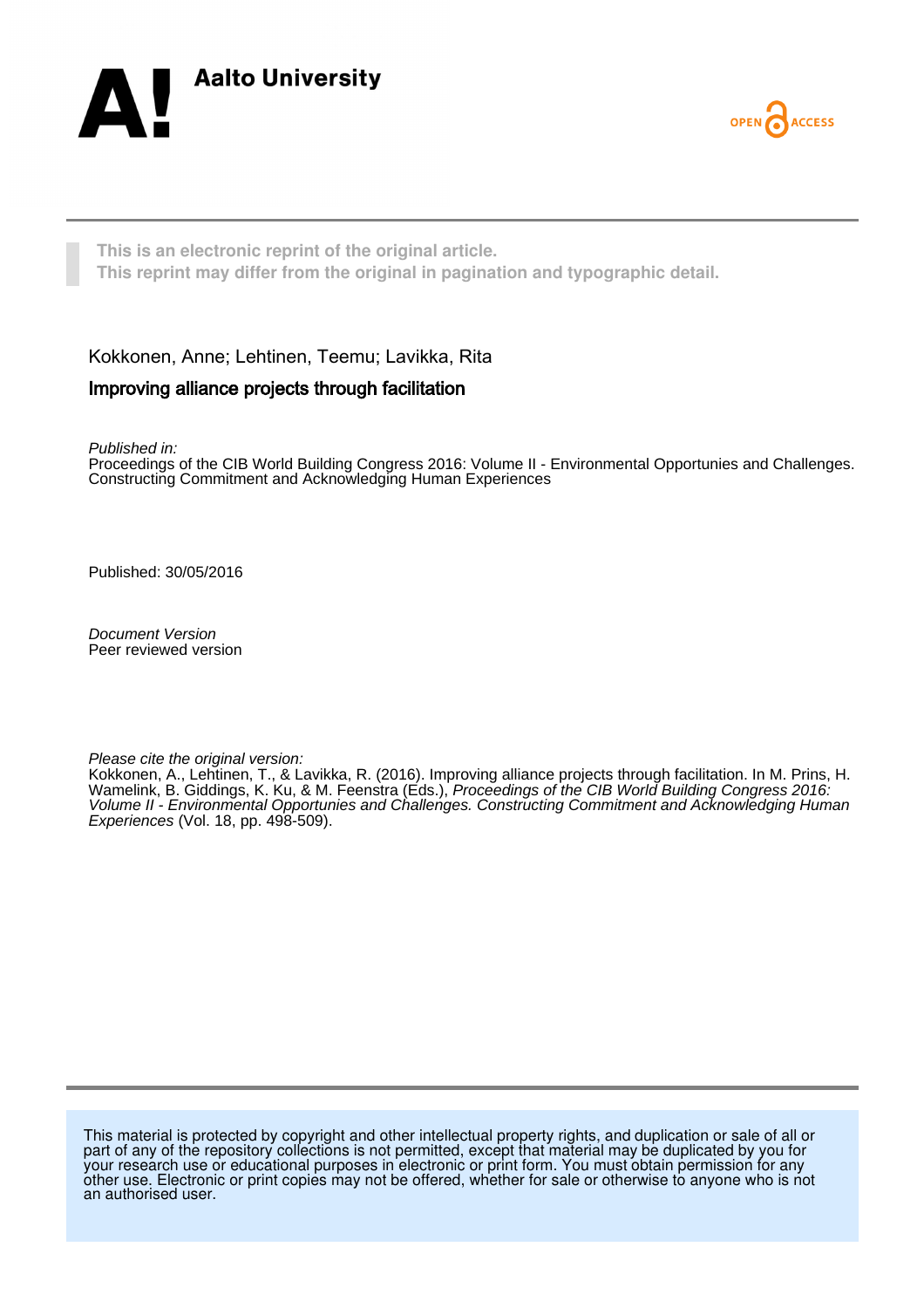Aalto University

OPEN ACCESS

This is an electronic reprint of the original article.
This reprint may differ from the original in pagination and typographic detail.

Kokkonen, Anne; Lehtinen, Teemu; Lavikka, Rita

# Improving alliance projects through facilitation

*Published in:*
Proceedings of the CIB World Building Congress 2016: Volume II - Environmental Opportunies and Challenges. Constructing Commitment and Acknowledging Human Experiences

Published: 30/05/2016

*Document Version*
Peer reviewed version

*Please cite the original version:*
Kokkonen, A., Lehtinen, T., & Lavikka, R. (2016). Improving alliance projects through facilitation. In M. Prins, H. Wamelink, B. Giddings, K. Ku, & M. Feenstra (Eds.), *Proceedings of the CIB World Building Congress 2016: Volume II - Environmental Opportunies and Challenges. Constructing Commitment and Acknowledging Human Experiences* (Vol. 18, pp. 498-509).

This material is protected by copyright and other intellectual property rights, and duplication or sale of all or part of any of the repository collections is not permitted, except that material may be duplicated by you for your research use or educational purposes in electronic or print form. You must obtain permission for any other use. Electronic or print copies may not be offered, whether for sale or otherwise to anyone who is not an authorised user.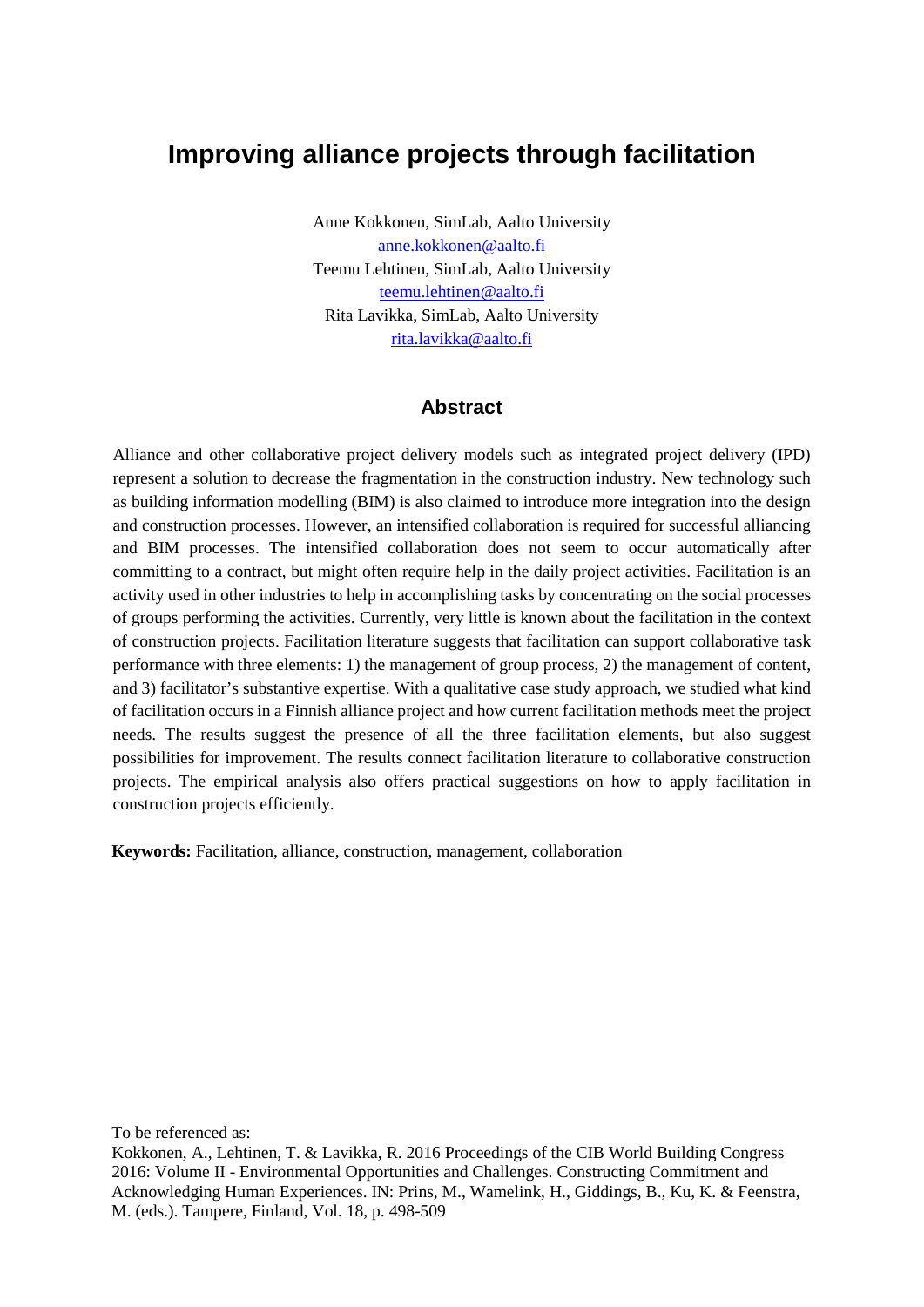# Improving alliance projects through facilitation

Anne Kokkonen, SimLab, Aalto University
anne.kokkonen@aalto.fi
Teemu Lehtinen, SimLab, Aalto University
teemu.lehtinen@aalto.fi
Rita Lavikka, SimLab, Aalto University
rita.lavikka@aalto.fi

## Abstract

Alliance and other collaborative project delivery models such as integrated project delivery (IPD) represent a solution to decrease the fragmentation in the construction industry. New technology such as building information modelling (BIM) is also claimed to introduce more integration into the design and construction processes. However, an intensified collaboration is required for successful alliancing and BIM processes. The intensified collaboration does not seem to occur automatically after committing to a contract, but might often require help in the daily project activities. Facilitation is an activity used in other industries to help in accomplishing tasks by concentrating on the social processes of groups performing the activities. Currently, very little is known about the facilitation in the context of construction projects. Facilitation literature suggests that facilitation can support collaborative task performance with three elements: 1) the management of group process, 2) the management of content, and 3) facilitator's substantive expertise. With a qualitative case study approach, we studied what kind of facilitation occurs in a Finnish alliance project and how current facilitation methods meet the project needs. The results suggest the presence of all the three facilitation elements, but also suggest possibilities for improvement. The results connect facilitation literature to collaborative construction projects. The empirical analysis also offers practical suggestions on how to apply facilitation in construction projects efficiently.

**Keywords:** Facilitation, alliance, construction, management, collaboration

To be referenced as:
Kokkonen, A., Lehtinen, T. & Lavikka, R. 2016 Proceedings of the CIB World Building Congress 2016: Volume II - Environmental Opportunities and Challenges. Constructing Commitment and Acknowledging Human Experiences. IN: Prins, M., Wamelink, H., Giddings, B., Ku, K. & Feenstra, M. (eds.). Tampere, Finland, Vol. 18, p. 498-509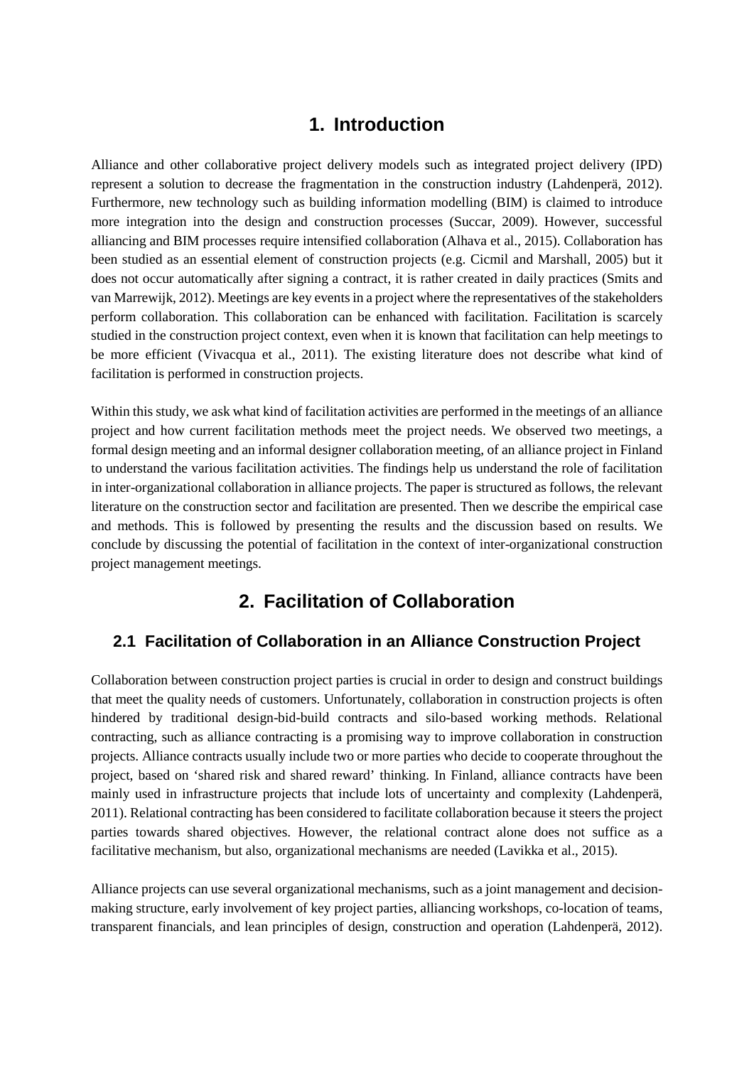# 1. Introduction

Alliance and other collaborative project delivery models such as integrated project delivery (IPD) represent a solution to decrease the fragmentation in the construction industry (Lahdenperä, 2012). Furthermore, new technology such as building information modelling (BIM) is claimed to introduce more integration into the design and construction processes (Succar, 2009). However, successful alliancing and BIM processes require intensified collaboration (Alhava et al., 2015). Collaboration has been studied as an essential element of construction projects (e.g. Cicmil and Marshall, 2005) but it does not occur automatically after signing a contract, it is rather created in daily practices (Smits and van Marrewijk, 2012). Meetings are key events in a project where the representatives of the stakeholders perform collaboration. This collaboration can be enhanced with facilitation. Facilitation is scarcely studied in the construction project context, even when it is known that facilitation can help meetings to be more efficient (Vivacqua et al., 2011). The existing literature does not describe what kind of facilitation is performed in construction projects.

Within this study, we ask what kind of facilitation activities are performed in the meetings of an alliance project and how current facilitation methods meet the project needs. We observed two meetings, a formal design meeting and an informal designer collaboration meeting, of an alliance project in Finland to understand the various facilitation activities. The findings help us understand the role of facilitation in inter-organizational collaboration in alliance projects. The paper is structured as follows, the relevant literature on the construction sector and facilitation are presented. Then we describe the empirical case and methods. This is followed by presenting the results and the discussion based on results. We conclude by discussing the potential of facilitation in the context of inter-organizational construction project management meetings.

# 2. Facilitation of Collaboration

## 2.1 Facilitation of Collaboration in an Alliance Construction Project

Collaboration between construction project parties is crucial in order to design and construct buildings that meet the quality needs of customers. Unfortunately, collaboration in construction projects is often hindered by traditional design-bid-build contracts and silo-based working methods. Relational contracting, such as alliance contracting is a promising way to improve collaboration in construction projects. Alliance contracts usually include two or more parties who decide to cooperate throughout the project, based on 'shared risk and shared reward' thinking. In Finland, alliance contracts have been mainly used in infrastructure projects that include lots of uncertainty and complexity (Lahdenperä, 2011). Relational contracting has been considered to facilitate collaboration because it steers the project parties towards shared objectives. However, the relational contract alone does not suffice as a facilitative mechanism, but also, organizational mechanisms are needed (Lavikka et al., 2015).

Alliance projects can use several organizational mechanisms, such as a joint management and decision-making structure, early involvement of key project parties, alliancing workshops, co-location of teams, transparent financials, and lean principles of design, construction and operation (Lahdenperä, 2012).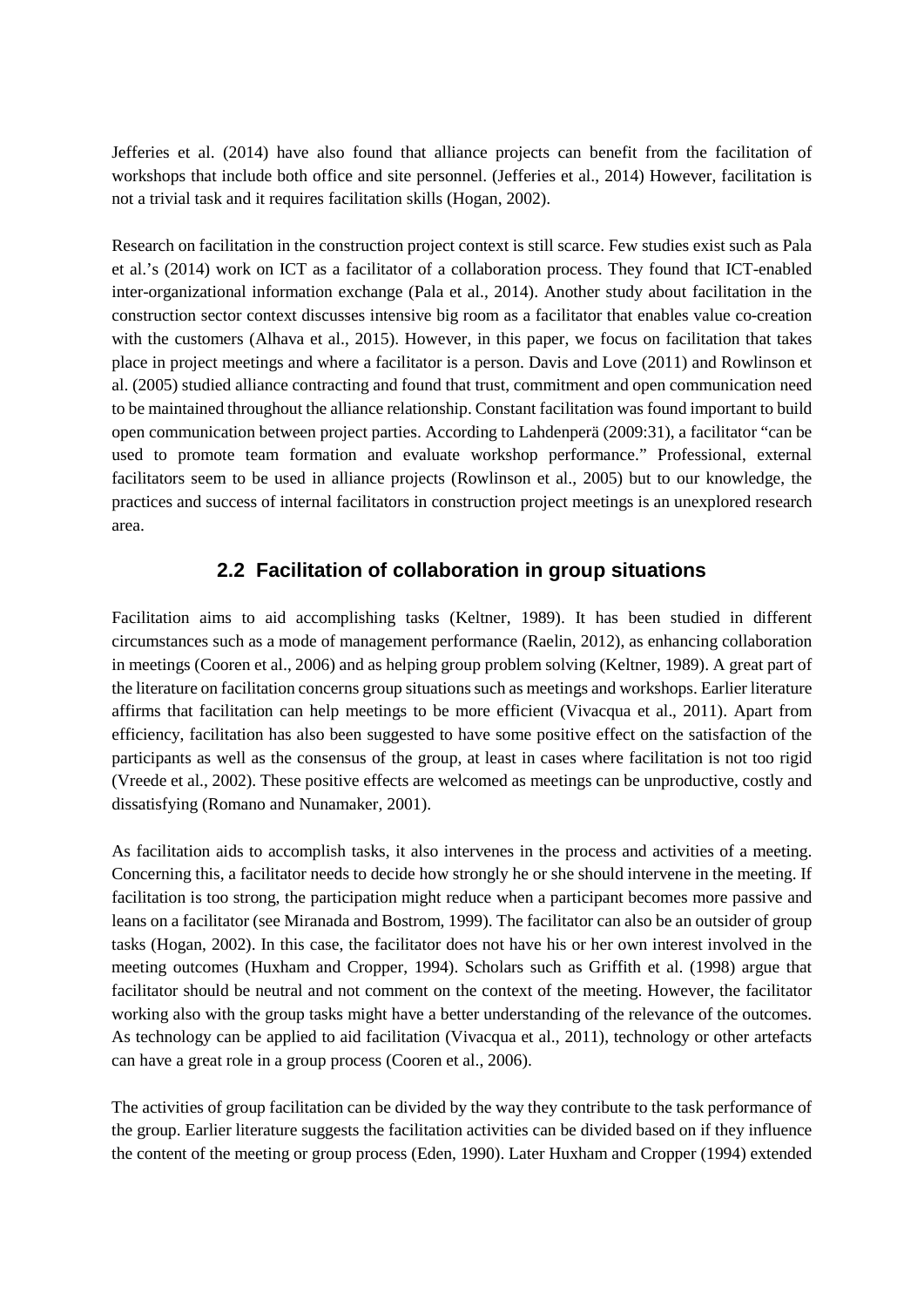Jefferies et al. (2014) have also found that alliance projects can benefit from the facilitation of workshops that include both office and site personnel. (Jefferies et al., 2014) However, facilitation is not a trivial task and it requires facilitation skills (Hogan, 2002).

Research on facilitation in the construction project context is still scarce. Few studies exist such as Pala et al.'s (2014) work on ICT as a facilitator of a collaboration process. They found that ICT-enabled inter-organizational information exchange (Pala et al., 2014). Another study about facilitation in the construction sector context discusses intensive big room as a facilitator that enables value co-creation with the customers (Alhava et al., 2015). However, in this paper, we focus on facilitation that takes place in project meetings and where a facilitator is a person. Davis and Love (2011) and Rowlinson et al. (2005) studied alliance contracting and found that trust, commitment and open communication need to be maintained throughout the alliance relationship. Constant facilitation was found important to build open communication between project parties. According to Lahdenperä (2009:31), a facilitator "can be used to promote team formation and evaluate workshop performance." Professional, external facilitators seem to be used in alliance projects (Rowlinson et al., 2005) but to our knowledge, the practices and success of internal facilitators in construction project meetings is an unexplored research area.

## 2.2 Facilitation of collaboration in group situations

Facilitation aims to aid accomplishing tasks (Keltner, 1989). It has been studied in different circumstances such as a mode of management performance (Raelin, 2012), as enhancing collaboration in meetings (Cooren et al., 2006) and as helping group problem solving (Keltner, 1989). A great part of the literature on facilitation concerns group situations such as meetings and workshops. Earlier literature affirms that facilitation can help meetings to be more efficient (Vivacqua et al., 2011). Apart from efficiency, facilitation has also been suggested to have some positive effect on the satisfaction of the participants as well as the consensus of the group, at least in cases where facilitation is not too rigid (Vreede et al., 2002). These positive effects are welcomed as meetings can be unproductive, costly and dissatisfying (Romano and Nunamaker, 2001).

As facilitation aids to accomplish tasks, it also intervenes in the process and activities of a meeting. Concerning this, a facilitator needs to decide how strongly he or she should intervene in the meeting. If facilitation is too strong, the participation might reduce when a participant becomes more passive and leans on a facilitator (see Miranada and Bostrom, 1999). The facilitator can also be an outsider of group tasks (Hogan, 2002). In this case, the facilitator does not have his or her own interest involved in the meeting outcomes (Huxham and Cropper, 1994). Scholars such as Griffith et al. (1998) argue that facilitator should be neutral and not comment on the context of the meeting. However, the facilitator working also with the group tasks might have a better understanding of the relevance of the outcomes. As technology can be applied to aid facilitation (Vivacqua et al., 2011), technology or other artefacts can have a great role in a group process (Cooren et al., 2006).

The activities of group facilitation can be divided by the way they contribute to the task performance of the group. Earlier literature suggests the facilitation activities can be divided based on if they influence the content of the meeting or group process (Eden, 1990). Later Huxham and Cropper (1994) extended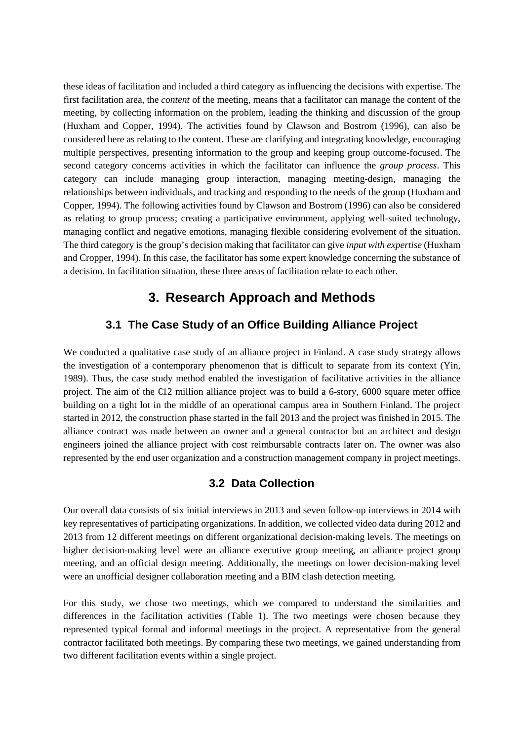these ideas of facilitation and included a third category as influencing the decisions with expertise. The first facilitation area, the *content* of the meeting, means that a facilitator can manage the content of the meeting, by collecting information on the problem, leading the thinking and discussion of the group (Huxham and Copper, 1994). The activities found by Clawson and Bostrom (1996), can also be considered here as relating to the content. These are clarifying and integrating knowledge, encouraging multiple perspectives, presenting information to the group and keeping group outcome-focused. The second category concerns activities in which the facilitator can influence the *group process*. This category can include managing group interaction, managing meeting-design, managing the relationships between individuals, and tracking and responding to the needs of the group (Huxham and Copper, 1994). The following activities found by Clawson and Bostrom (1996) can also be considered as relating to group process; creating a participative environment, applying well-suited technology, managing conflict and negative emotions, managing flexible considering evolvement of the situation. The third category is the group's decision making that facilitator can give *input with expertise* (Huxham and Cropper, 1994). In this case, the facilitator has some expert knowledge concerning the substance of a decision. In facilitation situation, these three areas of facilitation relate to each other.

# 3. Research Approach and Methods

## 3.1 The Case Study of an Office Building Alliance Project

We conducted a qualitative case study of an alliance project in Finland. A case study strategy allows the investigation of a contemporary phenomenon that is difficult to separate from its context (Yin, 1989). Thus, the case study method enabled the investigation of facilitative activities in the alliance project. The aim of the €12 million alliance project was to build a 6-story, 6000 square meter office building on a tight lot in the middle of an operational campus area in Southern Finland. The project started in 2012, the construction phase started in the fall 2013 and the project was finished in 2015. The alliance contract was made between an owner and a general contractor but an architect and design engineers joined the alliance project with cost reimbursable contracts later on. The owner was also represented by the end user organization and a construction management company in project meetings.

## 3.2 Data Collection

Our overall data consists of six initial interviews in 2013 and seven follow-up interviews in 2014 with key representatives of participating organizations. In addition, we collected video data during 2012 and 2013 from 12 different meetings on different organizational decision-making levels. The meetings on higher decision-making level were an alliance executive group meeting, an alliance project group meeting, and an official design meeting. Additionally, the meetings on lower decision-making level were an unofficial designer collaboration meeting and a BIM clash detection meeting.

For this study, we chose two meetings, which we compared to understand the similarities and differences in the facilitation activities (Table 1). The two meetings were chosen because they represented typical formal and informal meetings in the project. A representative from the general contractor facilitated both meetings. By comparing these two meetings, we gained understanding from two different facilitation events within a single project.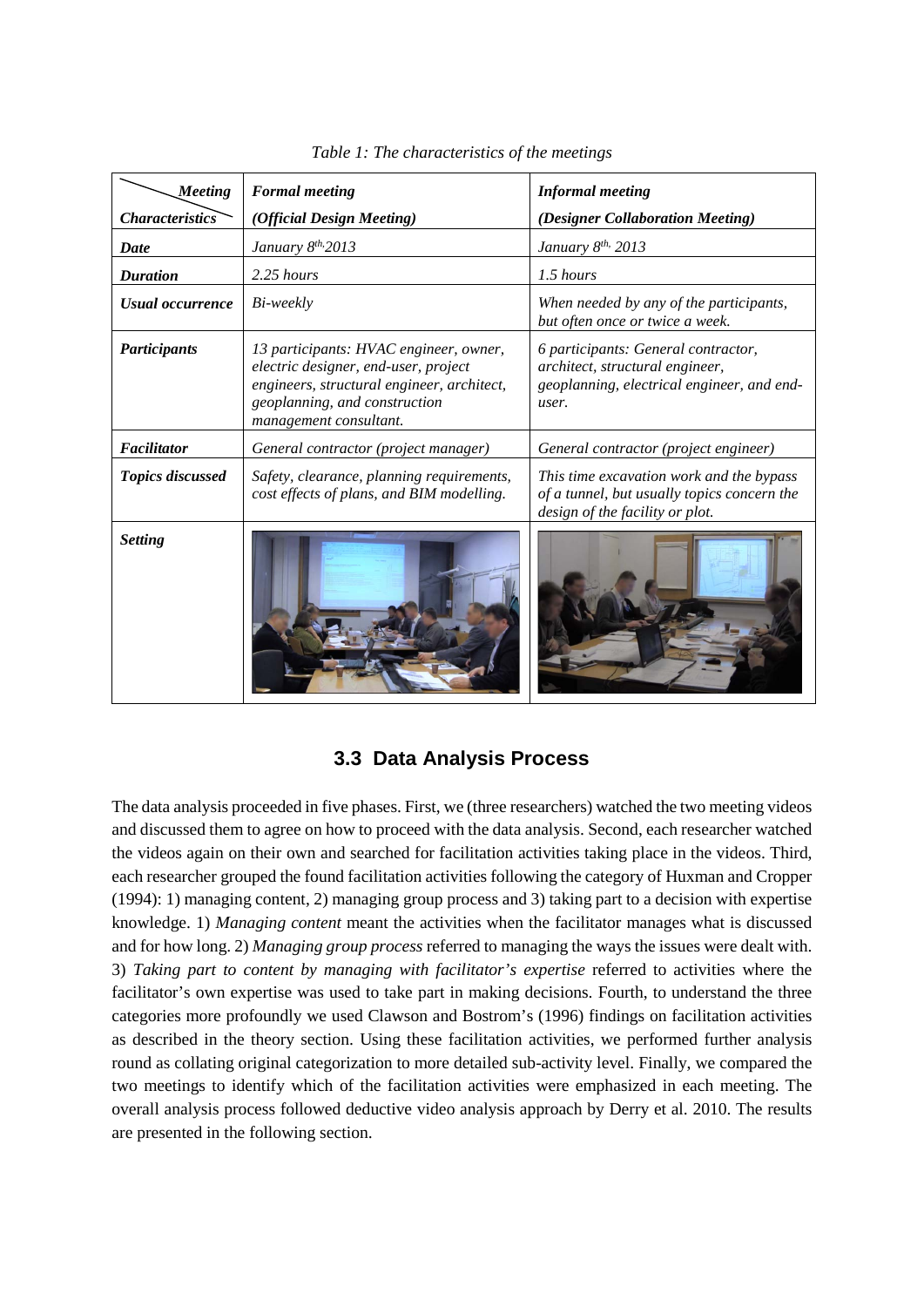*Table 1: The characteristics of the meetings*

| *Meeting* / *Characteristics* | *Formal meeting* *(Official Design Meeting)* | *Informal meeting* *(Designer Collaboration Meeting)* |
|---|---|---|
| ***Date*** | *January 8th, 2013* | *January 8th, 2013* |
| ***Duration*** | *2.25 hours* | *1.5 hours* |
| ***Usual occurrence*** | *Bi-weekly* | *When needed by any of the participants, but often once or twice a week.* |
| ***Participants*** | *13 participants: HVAC engineer, owner, electric designer, end-user, project engineers, structural engineer, architect, geoplanning, and construction management consultant.* | *6 participants: General contractor, architect, structural engineer, geoplanning, electrical engineer, and end-user.* |
| ***Facilitator*** | *General contractor (project manager)* | *General contractor (project engineer)* |
| ***Topics discussed*** | *Safety, clearance, planning requirements, cost effects of plans, and BIM modelling.* | *This time excavation work and the bypass of a tunnel, but usually topics concern the design of the facility or plot.* |
| ***Setting*** | | |

## 3.3 Data Analysis Process

The data analysis proceeded in five phases. First, we (three researchers) watched the two meeting videos and discussed them to agree on how to proceed with the data analysis. Second, each researcher watched the videos again on their own and searched for facilitation activities taking place in the videos. Third, each researcher grouped the found facilitation activities following the category of Huxman and Cropper (1994): 1) managing content, 2) managing group process and 3) taking part to a decision with expertise knowledge. 1) *Managing content* meant the activities when the facilitator manages what is discussed and for how long. 2) *Managing group process* referred to managing the ways the issues were dealt with. 3) *Taking part to content by managing with facilitator's expertise* referred to activities where the facilitator's own expertise was used to take part in making decisions. Fourth, to understand the three categories more profoundly we used Clawson and Bostrom's (1996) findings on facilitation activities as described in the theory section. Using these facilitation activities, we performed further analysis round as collating original categorization to more detailed sub-activity level. Finally, we compared the two meetings to identify which of the facilitation activities were emphasized in each meeting. The overall analysis process followed deductive video analysis approach by Derry et al. 2010. The results are presented in the following section.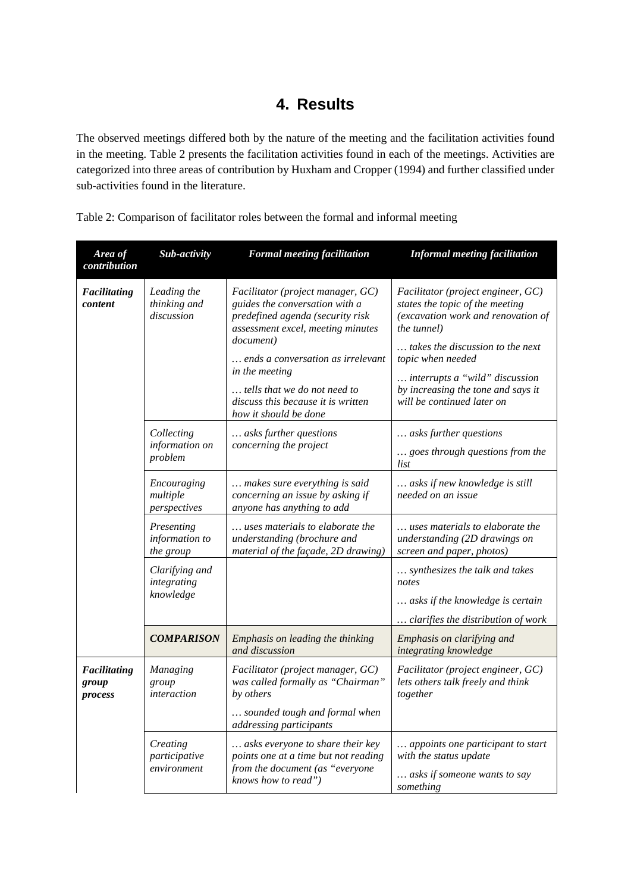# 4. Results

The observed meetings differed both by the nature of the meeting and the facilitation activities found in the meeting. Table 2 presents the facilitation activities found in each of the meetings. Activities are categorized into three areas of contribution by Huxham and Cropper (1994) and further classified under sub-activities found in the literature.

Table 2: Comparison of facilitator roles between the formal and informal meeting

| *Area of contribution* | *Sub-activity* | *Formal meeting facilitation* | *Informal meeting facilitation* |
|---|---|---|---|
| ***Facilitating content*** | *Leading the thinking and discussion* | *Facilitator (project manager, GC) guides the conversation with a predefined agenda (security risk assessment excel, meeting minutes document)*<br>*… ends a conversation as irrelevant in the meeting*<br>*… tells that we do not need to discuss this because it is written how it should be done* | *Facilitator (project engineer, GC) states the topic of the meeting (excavation work and renovation of the tunnel)*<br>*… takes the discussion to the next topic when needed*<br>*… interrupts a "wild" discussion by increasing the tone and says it will be continued later on* |
| | *Collecting information on problem* | *… asks further questions concerning the project* | *… asks further questions*<br>*… goes through questions from the list* |
| | *Encouraging multiple perspectives* | *… makes sure everything is said concerning an issue by asking if anyone has anything to add* | *… asks if new knowledge is still needed on an issue* |
| | *Presenting information to the group* | *… uses materials to elaborate the understanding (brochure and material of the façade, 2D drawing)* | *… uses materials to elaborate the understanding (2D drawings on screen and paper, photos)* |
| | *Clarifying and integrating knowledge* | | *… synthesizes the talk and takes notes*<br>*… asks if the knowledge is certain*<br>*… clarifies the distribution of work* |
| | ***COMPARISON*** | *Emphasis on leading the thinking and discussion* | *Emphasis on clarifying and integrating knowledge* |
| ***Facilitating group process*** | *Managing group interaction* | *Facilitator (project manager, GC) was called formally as "Chairman" by others*<br>*… sounded tough and formal when addressing participants* | *Facilitator (project engineer, GC) lets others talk freely and think together* |
| | *Creating participative environment* | *… asks everyone to share their key points one at a time but not reading from the document (as "everyone knows how to read")* | *… appoints one participant to start with the status update*<br>*… asks if someone wants to say something* |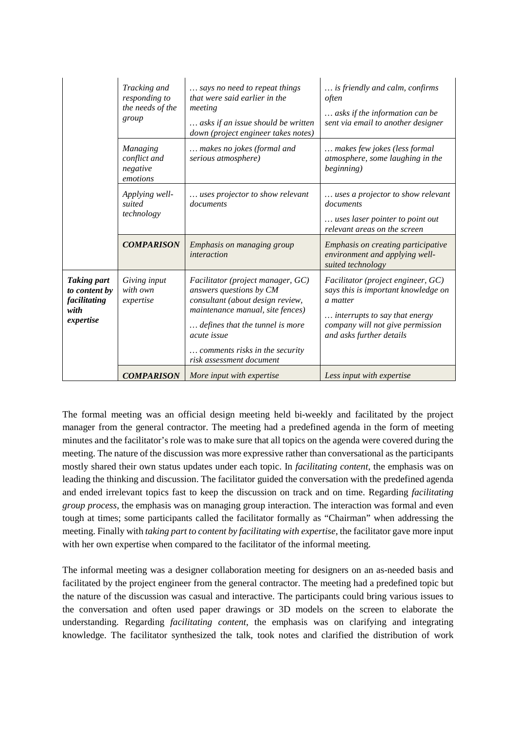| | | | |
|---|---|---|---|
| | *Tracking and responding to the needs of the group* | *… says no need to repeat things that were said earlier in the meeting*<br>*… asks if an issue should be written down (project engineer takes notes)* | *… is friendly and calm, confirms often*<br>*… asks if the information can be sent via email to another designer* |
| | *Managing conflict and negative emotions* | *… makes no jokes (formal and serious atmosphere)* | *… makes few jokes (less formal atmosphere, some laughing in the beginning)* |
| | *Applying well-suited technology* | *… uses projector to show relevant documents* | *… uses a projector to show relevant documents*<br>*… uses laser pointer to point out relevant areas on the screen* |
| | ***COMPARISON*** | *Emphasis on managing group interaction* | *Emphasis on creating participative environment and applying well-suited technology* |
| ***Taking part to content by facilitating with expertise*** | *Giving input with own expertise* | *Facilitator (project manager, GC) answers questions by CM consultant (about design review, maintenance manual, site fences)*<br>*… defines that the tunnel is more acute issue*<br>*… comments risks in the security risk assessment document* | *Facilitator (project engineer, GC) says this is important knowledge on a matter*<br>*… interrupts to say that energy company will not give permission and asks further details* |
| | ***COMPARISON*** | *More input with expertise* | *Less input with expertise* |

The formal meeting was an official design meeting held bi-weekly and facilitated by the project manager from the general contractor. The meeting had a predefined agenda in the form of meeting minutes and the facilitator's role was to make sure that all topics on the agenda were covered during the meeting. The nature of the discussion was more expressive rather than conversational as the participants mostly shared their own status updates under each topic. In *facilitating content*, the emphasis was on leading the thinking and discussion. The facilitator guided the conversation with the predefined agenda and ended irrelevant topics fast to keep the discussion on track and on time. Regarding *facilitating group process*, the emphasis was on managing group interaction. The interaction was formal and even tough at times; some participants called the facilitator formally as "Chairman" when addressing the meeting. Finally with *taking part to content by facilitating with expertise*, the facilitator gave more input with her own expertise when compared to the facilitator of the informal meeting.

The informal meeting was a designer collaboration meeting for designers on an as-needed basis and facilitated by the project engineer from the general contractor. The meeting had a predefined topic but the nature of the discussion was casual and interactive. The participants could bring various issues to the conversation and often used paper drawings or 3D models on the screen to elaborate the understanding. Regarding *facilitating content*, the emphasis was on clarifying and integrating knowledge. The facilitator synthesized the talk, took notes and clarified the distribution of work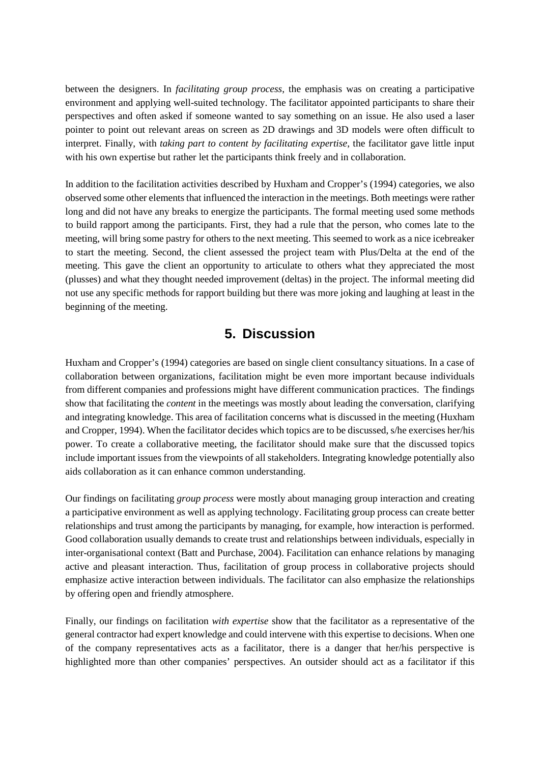between the designers. In *facilitating group process*, the emphasis was on creating a participative environment and applying well-suited technology. The facilitator appointed participants to share their perspectives and often asked if someone wanted to say something on an issue. He also used a laser pointer to point out relevant areas on screen as 2D drawings and 3D models were often difficult to interpret. Finally, with *taking part to content by facilitating expertise*, the facilitator gave little input with his own expertise but rather let the participants think freely and in collaboration.

In addition to the facilitation activities described by Huxham and Cropper's (1994) categories, we also observed some other elements that influenced the interaction in the meetings. Both meetings were rather long and did not have any breaks to energize the participants. The formal meeting used some methods to build rapport among the participants. First, they had a rule that the person, who comes late to the meeting, will bring some pastry for others to the next meeting. This seemed to work as a nice icebreaker to start the meeting. Second, the client assessed the project team with Plus/Delta at the end of the meeting. This gave the client an opportunity to articulate to others what they appreciated the most (plusses) and what they thought needed improvement (deltas) in the project. The informal meeting did not use any specific methods for rapport building but there was more joking and laughing at least in the beginning of the meeting.

# 5. Discussion

Huxham and Cropper's (1994) categories are based on single client consultancy situations. In a case of collaboration between organizations, facilitation might be even more important because individuals from different companies and professions might have different communication practices. The findings show that facilitating the *content* in the meetings was mostly about leading the conversation, clarifying and integrating knowledge. This area of facilitation concerns what is discussed in the meeting (Huxham and Cropper, 1994). When the facilitator decides which topics are to be discussed, s/he exercises her/his power. To create a collaborative meeting, the facilitator should make sure that the discussed topics include important issues from the viewpoints of all stakeholders. Integrating knowledge potentially also aids collaboration as it can enhance common understanding.

Our findings on facilitating *group process* were mostly about managing group interaction and creating a participative environment as well as applying technology. Facilitating group process can create better relationships and trust among the participants by managing, for example, how interaction is performed. Good collaboration usually demands to create trust and relationships between individuals, especially in inter-organisational context (Batt and Purchase, 2004). Facilitation can enhance relations by managing active and pleasant interaction. Thus, facilitation of group process in collaborative projects should emphasize active interaction between individuals. The facilitator can also emphasize the relationships by offering open and friendly atmosphere.

Finally, our findings on facilitation *with expertise* show that the facilitator as a representative of the general contractor had expert knowledge and could intervene with this expertise to decisions. When one of the company representatives acts as a facilitator, there is a danger that her/his perspective is highlighted more than other companies' perspectives. An outsider should act as a facilitator if this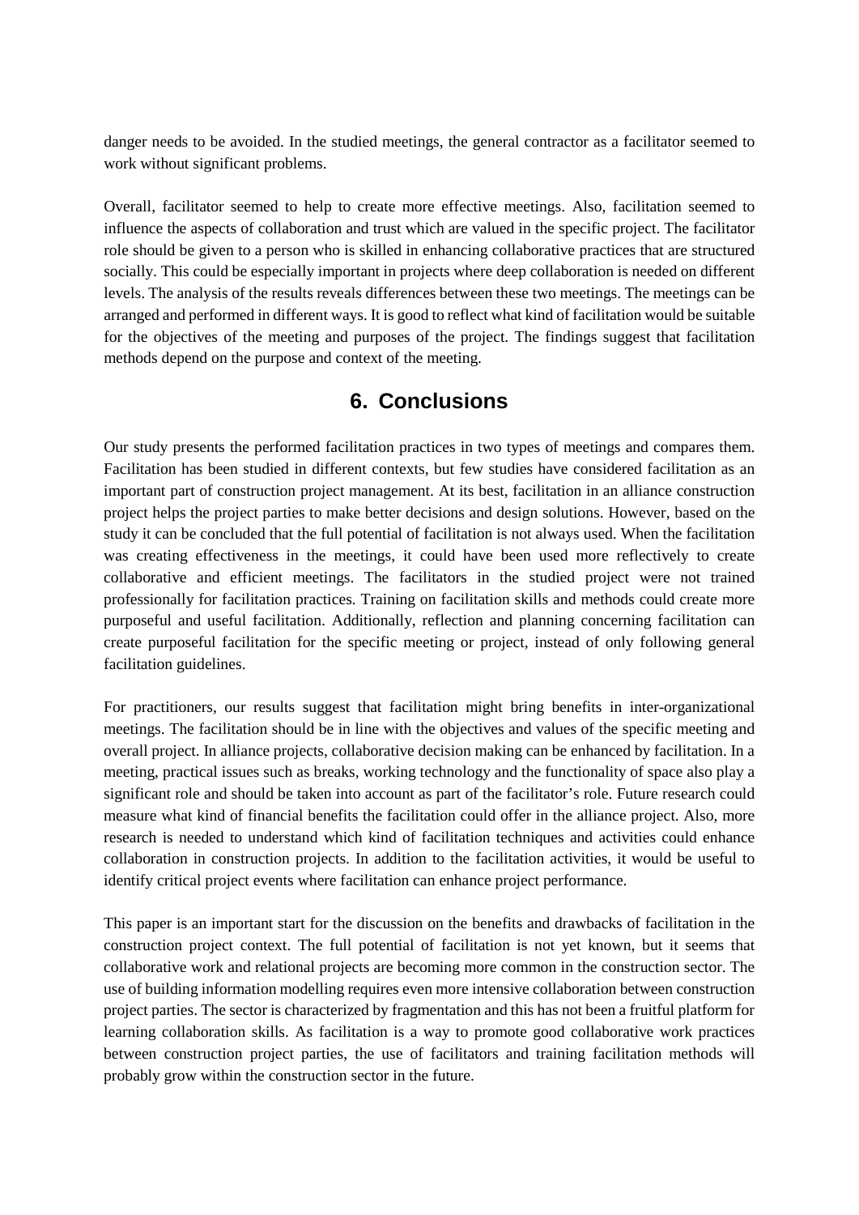danger needs to be avoided. In the studied meetings, the general contractor as a facilitator seemed to work without significant problems.

Overall, facilitator seemed to help to create more effective meetings. Also, facilitation seemed to influence the aspects of collaboration and trust which are valued in the specific project. The facilitator role should be given to a person who is skilled in enhancing collaborative practices that are structured socially. This could be especially important in projects where deep collaboration is needed on different levels. The analysis of the results reveals differences between these two meetings. The meetings can be arranged and performed in different ways. It is good to reflect what kind of facilitation would be suitable for the objectives of the meeting and purposes of the project. The findings suggest that facilitation methods depend on the purpose and context of the meeting.

# 6. Conclusions

Our study presents the performed facilitation practices in two types of meetings and compares them. Facilitation has been studied in different contexts, but few studies have considered facilitation as an important part of construction project management. At its best, facilitation in an alliance construction project helps the project parties to make better decisions and design solutions. However, based on the study it can be concluded that the full potential of facilitation is not always used. When the facilitation was creating effectiveness in the meetings, it could have been used more reflectively to create collaborative and efficient meetings. The facilitators in the studied project were not trained professionally for facilitation practices. Training on facilitation skills and methods could create more purposeful and useful facilitation. Additionally, reflection and planning concerning facilitation can create purposeful facilitation for the specific meeting or project, instead of only following general facilitation guidelines.

For practitioners, our results suggest that facilitation might bring benefits in inter-organizational meetings. The facilitation should be in line with the objectives and values of the specific meeting and overall project. In alliance projects, collaborative decision making can be enhanced by facilitation. In a meeting, practical issues such as breaks, working technology and the functionality of space also play a significant role and should be taken into account as part of the facilitator's role. Future research could measure what kind of financial benefits the facilitation could offer in the alliance project. Also, more research is needed to understand which kind of facilitation techniques and activities could enhance collaboration in construction projects. In addition to the facilitation activities, it would be useful to identify critical project events where facilitation can enhance project performance.

This paper is an important start for the discussion on the benefits and drawbacks of facilitation in the construction project context. The full potential of facilitation is not yet known, but it seems that collaborative work and relational projects are becoming more common in the construction sector. The use of building information modelling requires even more intensive collaboration between construction project parties. The sector is characterized by fragmentation and this has not been a fruitful platform for learning collaboration skills. As facilitation is a way to promote good collaborative work practices between construction project parties, the use of facilitators and training facilitation methods will probably grow within the construction sector in the future.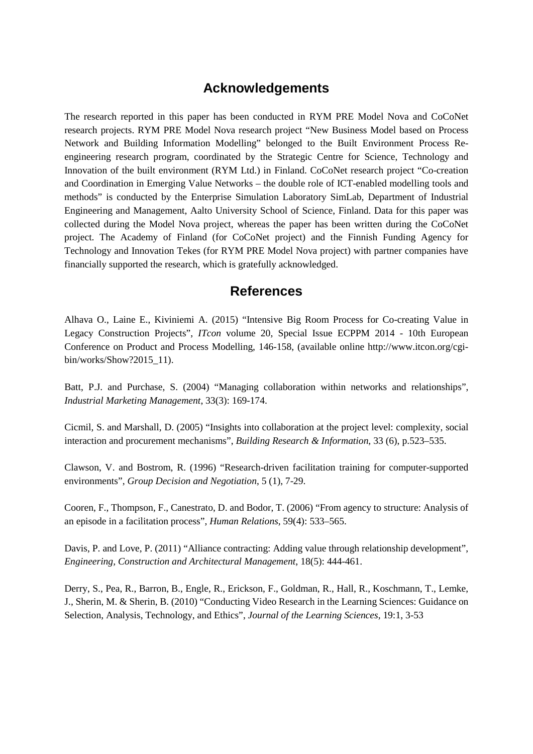## Acknowledgements

The research reported in this paper has been conducted in RYM PRE Model Nova and CoCoNet research projects. RYM PRE Model Nova research project "New Business Model based on Process Network and Building Information Modelling" belonged to the Built Environment Process Re-engineering research program, coordinated by the Strategic Centre for Science, Technology and Innovation of the built environment (RYM Ltd.) in Finland. CoCoNet research project "Co-creation and Coordination in Emerging Value Networks – the double role of ICT-enabled modelling tools and methods" is conducted by the Enterprise Simulation Laboratory SimLab, Department of Industrial Engineering and Management, Aalto University School of Science, Finland. Data for this paper was collected during the Model Nova project, whereas the paper has been written during the CoCoNet project. The Academy of Finland (for CoCoNet project) and the Finnish Funding Agency for Technology and Innovation Tekes (for RYM PRE Model Nova project) with partner companies have financially supported the research, which is gratefully acknowledged.

## References

Alhava O., Laine E., Kiviniemi A. (2015) "Intensive Big Room Process for Co-creating Value in Legacy Construction Projects", *ITcon* volume 20, Special Issue ECPPM 2014 - 10th European Conference on Product and Process Modelling, 146-158, (available online http://www.itcon.org/cgi-bin/works/Show?2015_11).

Batt, P.J. and Purchase, S. (2004) "Managing collaboration within networks and relationships", *Industrial Marketing Management*, 33(3): 169-174.

Cicmil, S. and Marshall, D. (2005) "Insights into collaboration at the project level: complexity, social interaction and procurement mechanisms", *Building Research & Information*, 33 (6), p.523–535.

Clawson, V. and Bostrom, R. (1996) "Research-driven facilitation training for computer-supported environments", *Group Decision and Negotiation*, 5 (1), 7-29.

Cooren, F., Thompson, F., Canestrato, D. and Bodor, T. (2006) "From agency to structure: Analysis of an episode in a facilitation process", *Human Relations*, 59(4): 533–565.

Davis, P. and Love, P. (2011) "Alliance contracting: Adding value through relationship development", *Engineering, Construction and Architectural Management*, 18(5): 444-461.

Derry, S., Pea, R., Barron, B., Engle, R., Erickson, F., Goldman, R., Hall, R., Koschmann, T., Lemke, J., Sherin, M. & Sherin, B. (2010) "Conducting Video Research in the Learning Sciences: Guidance on Selection, Analysis, Technology, and Ethics", *Journal of the Learning Sciences*, 19:1, 3-53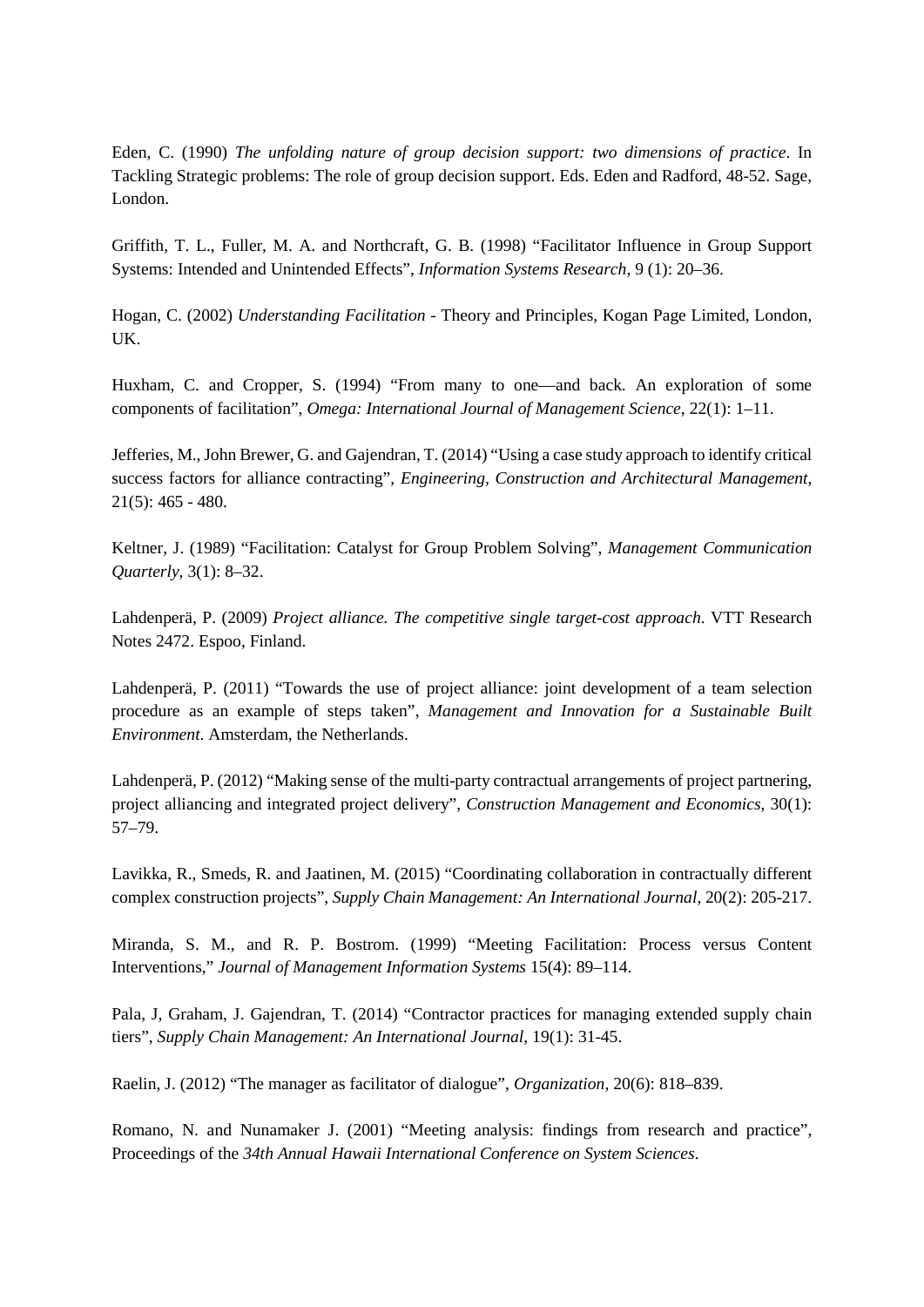Eden, C. (1990) *The unfolding nature of group decision support: two dimensions of practice*. In Tackling Strategic problems: The role of group decision support. Eds. Eden and Radford, 48-52. Sage, London.

Griffith, T. L., Fuller, M. A. and Northcraft, G. B. (1998) "Facilitator Influence in Group Support Systems: Intended and Unintended Effects", *Information Systems Research*, 9 (1): 20–36.

Hogan, C. (2002) *Understanding Facilitation* - Theory and Principles, Kogan Page Limited, London, UK.

Huxham, C. and Cropper, S. (1994) "From many to one—and back. An exploration of some components of facilitation", *Omega: International Journal of Management Science*, 22(1): 1–11.

Jefferies, M., John Brewer, G. and Gajendran, T. (2014) "Using a case study approach to identify critical success factors for alliance contracting", *Engineering, Construction and Architectural Management*, 21(5): 465 - 480.

Keltner, J. (1989) "Facilitation: Catalyst for Group Problem Solving", *Management Communication Quarterly*, 3(1): 8–32.

Lahdenperä, P. (2009) *Project alliance. The competitive single target-cost approach*. VTT Research Notes 2472. Espoo, Finland.

Lahdenperä, P. (2011) "Towards the use of project alliance: joint development of a team selection procedure as an example of steps taken", *Management and Innovation for a Sustainable Built Environment*. Amsterdam, the Netherlands.

Lahdenperä, P. (2012) "Making sense of the multi-party contractual arrangements of project partnering, project alliancing and integrated project delivery", *Construction Management and Economics*, 30(1): 57–79.

Lavikka, R., Smeds, R. and Jaatinen, M. (2015) "Coordinating collaboration in contractually different complex construction projects", *Supply Chain Management: An International Journal*, 20(2): 205-217.

Miranda, S. M., and R. P. Bostrom. (1999) "Meeting Facilitation: Process versus Content Interventions," *Journal of Management Information Systems* 15(4): 89–114.

Pala, J, Graham, J. Gajendran, T. (2014) "Contractor practices for managing extended supply chain tiers", *Supply Chain Management: An International Journal*, 19(1): 31-45.

Raelin, J. (2012) "The manager as facilitator of dialogue", *Organization*, 20(6): 818–839.

Romano, N. and Nunamaker J. (2001) "Meeting analysis: findings from research and practice", Proceedings of the *34th Annual Hawaii International Conference on System Sciences*.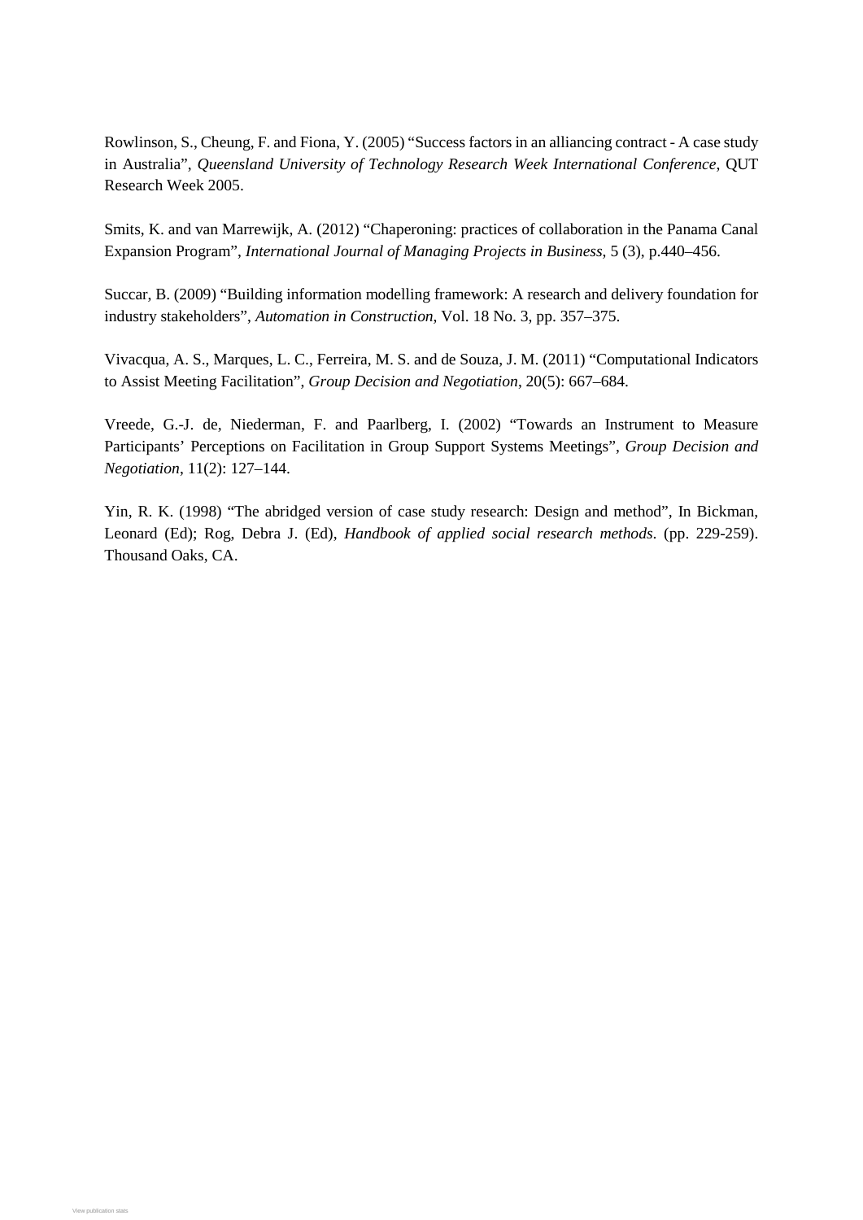Rowlinson, S., Cheung, F. and Fiona, Y. (2005) "Success factors in an alliancing contract - A case study in Australia", *Queensland University of Technology Research Week International Conference*, QUT Research Week 2005.

Smits, K. and van Marrewijk, A. (2012) "Chaperoning: practices of collaboration in the Panama Canal Expansion Program", *International Journal of Managing Projects in Business*, 5 (3), p.440–456.

Succar, B. (2009) "Building information modelling framework: A research and delivery foundation for industry stakeholders", *Automation in Construction*, Vol. 18 No. 3, pp. 357–375.

Vivacqua, A. S., Marques, L. C., Ferreira, M. S. and de Souza, J. M. (2011) "Computational Indicators to Assist Meeting Facilitation", *Group Decision and Negotiation*, 20(5): 667–684.

Vreede, G.-J. de, Niederman, F. and Paarlberg, I. (2002) "Towards an Instrument to Measure Participants' Perceptions on Facilitation in Group Support Systems Meetings", *Group Decision and Negotiation*, 11(2): 127–144.

Yin, R. K. (1998) "The abridged version of case study research: Design and method", In Bickman, Leonard (Ed); Rog, Debra J. (Ed), *Handbook of applied social research methods*. (pp. 229-259). Thousand Oaks, CA.